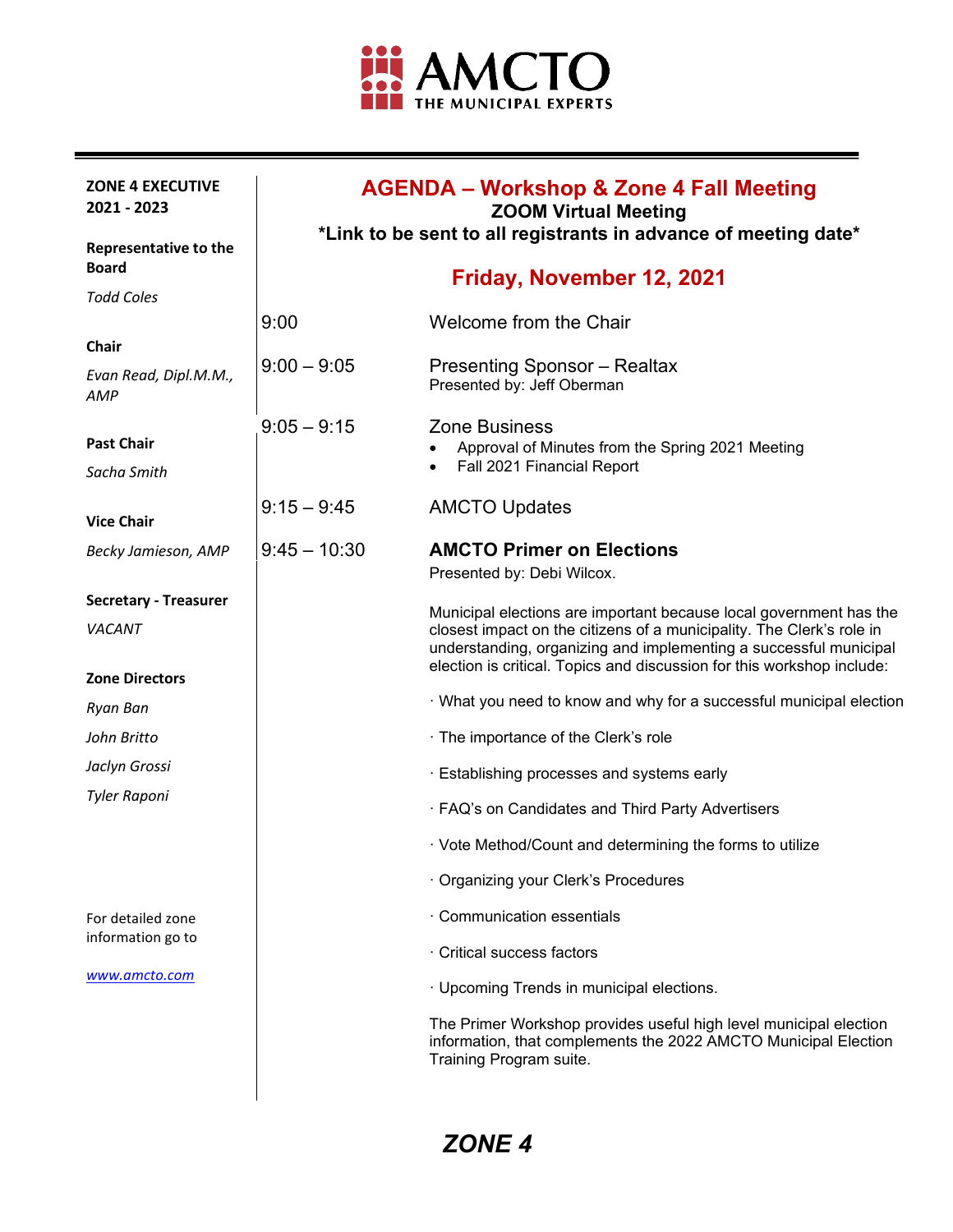AMCTO
THE MUNICIPAL EXPERTS

# AGENDA – Workshop & Zone 4 Fall Meeting

**ZOOM Virtual Meeting**

**\*Link to be sent to all registrants in advance of meeting date\***

## Friday, November 12, 2021

| Time | Item |
|---|---|
| 9:00 | Welcome from the Chair |
| 9:00 – 9:05 | Presenting Sponsor – Realtax<br>Presented by: Jeff Oberman |
| 9:05 – 9:15 | Zone Business<br>• Approval of Minutes from the Spring 2021 Meeting<br>• Fall 2021 Financial Report |
| 9:15 – 9:45 | AMCTO Updates |
| 9:45 – 10:30 | **AMCTO Primer on Elections**<br>Presented by: Debi Wilcox. |

Municipal elections are important because local government has the closest impact on the citizens of a municipality. The Clerk's role in understanding, organizing and implementing a successful municipal election is critical. Topics and discussion for this workshop include:

- What you need to know and why for a successful municipal election
- The importance of the Clerk's role
- Establishing processes and systems early
- FAQ's on Candidates and Third Party Advertisers
- Vote Method/Count and determining the forms to utilize
- Organizing your Clerk's Procedures
- Communication essentials
- Critical success factors
- Upcoming Trends in municipal elections.

The Primer Workshop provides useful high level municipal election information, that complements the 2022 AMCTO Municipal Election Training Program suite.

---

**ZONE 4 EXECUTIVE 2021 - 2023**

**Representative to the Board**

*Todd Coles*

**Chair**

*Evan Read, Dipl.M.M., AMP*

**Past Chair**

*Sacha Smith*

**Vice Chair**

*Becky Jamieson, AMP*

**Secretary - Treasurer**

*VACANT*

**Zone Directors**

*Ryan Ban*

*John Britto*

*Jaclyn Grossi*

*Tyler Raponi*

For detailed zone information go to

www.amcto.com

***ZONE 4***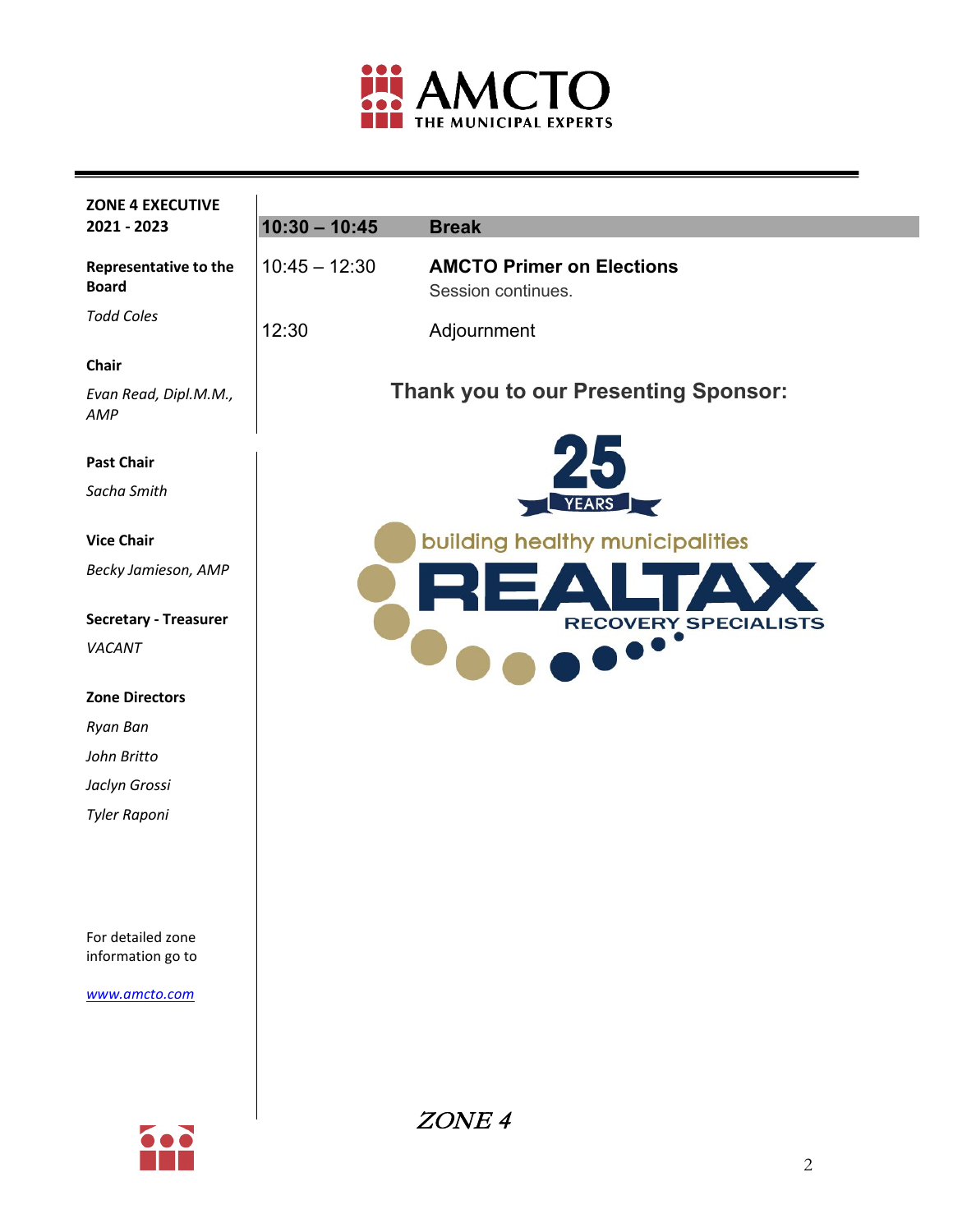**ZONE 4 EXECUTIVE 2021 - 2023**

**Representative to the Board**

*Todd Coles*

**Chair**

*Evan Read, Dipl.M.M., AMP*

**Past Chair**

*Sacha Smith*

**Vice Chair**

*Becky Jamieson, AMP*

**Secretary - Treasurer**

*VACANT*

**Zone Directors**

*Ryan Ban*

*John Britto*

*Jaclyn Grossi*

*Tyler Raponi*

For detailed zone information go to

[www.amcto.com](www.amcto.com)

| | |
|---|---|
| **10:30 – 10:45** | **Break** |
| 10:45 – 12:30 | **AMCTO Primer on Elections**<br>Session continues. |
| 12:30 | Adjournment |

**Thank you to our Presenting Sponsor:**

25 YEARS

building healthy municipalities

REALTAX

RECOVERY SPECIALISTS

*ZONE 4*